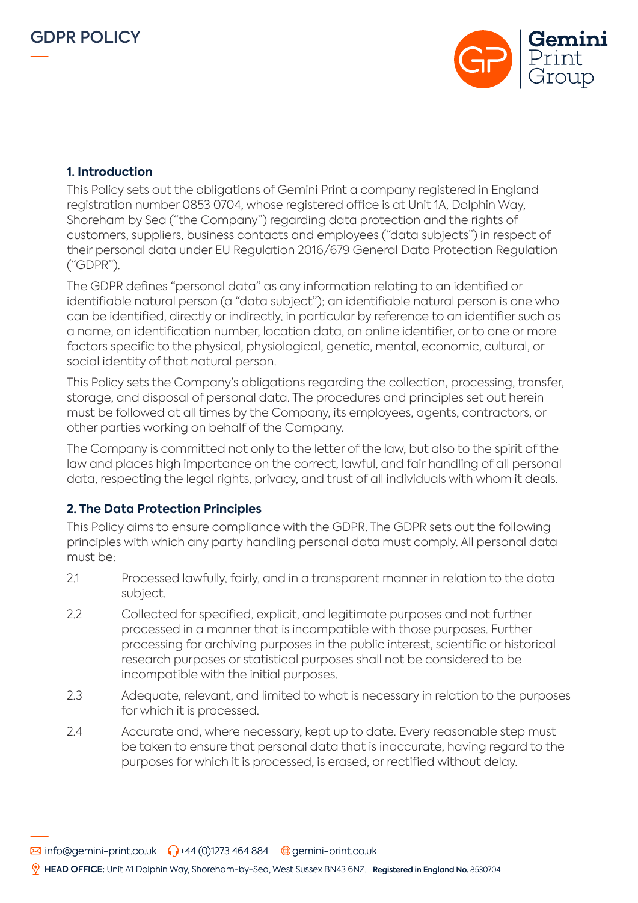# GDPR POLICY

## 1. Introduction

This Policy sets out the obligations of Gemini Print a company registered in England registration number 0853 0704, whose registered office is at Unit 1A, Dolphin Way, Shoreham by Sea ("the Company") regarding data protection and the rights of customers, suppliers, business contacts and employees ("data subjects") in respect of their personal data under EU Regulation 2016/679 General Data Protection Regulation ("GDPR").

The GDPR defines "personal data" as any information relating to an identified or identifiable natural person (a "data subject"); an identifiable natural person is one who can be identified, directly or indirectly, in particular by reference to an identifier such as a name, an identification number, location data, an online identifier, or to one or more factors specific to the physical, physiological, genetic, mental, economic, cultural, or social identity of that natural person.

This Policy sets the Company's obligations regarding the collection, processing, transfer, storage, and disposal of personal data. The procedures and principles set out herein must be followed at all times by the Company, its employees, agents, contractors, or other parties working on behalf of the Company.

The Company is committed not only to the letter of the law, but also to the spirit of the law and places high importance on the correct, lawful, and fair handling of all personal data, respecting the legal rights, privacy, and trust of all individuals with whom it deals.

## 2. The Data Protection Principles

This Policy aims to ensure compliance with the GDPR. The GDPR sets out the following principles with which any party handling personal data must comply. All personal data must be:

2.1 Processed lawfully, fairly, and in a transparent manner in relation to the data subject.

2.2 Collected for specified, explicit, and legitimate purposes and not further processed in a manner that is incompatible with those purposes. Further processing for archiving purposes in the public interest, scientific or historical research purposes or statistical purposes shall not be considered to be incompatible with the initial purposes.

2.3 Adequate, relevant, and limited to what is necessary in relation to the purposes for which it is processed.

2.4 Accurate and, where necessary, kept up to date. Every reasonable step must be taken to ensure that personal data that is inaccurate, having regard to the purposes for which it is processed, is erased, or rectified without delay.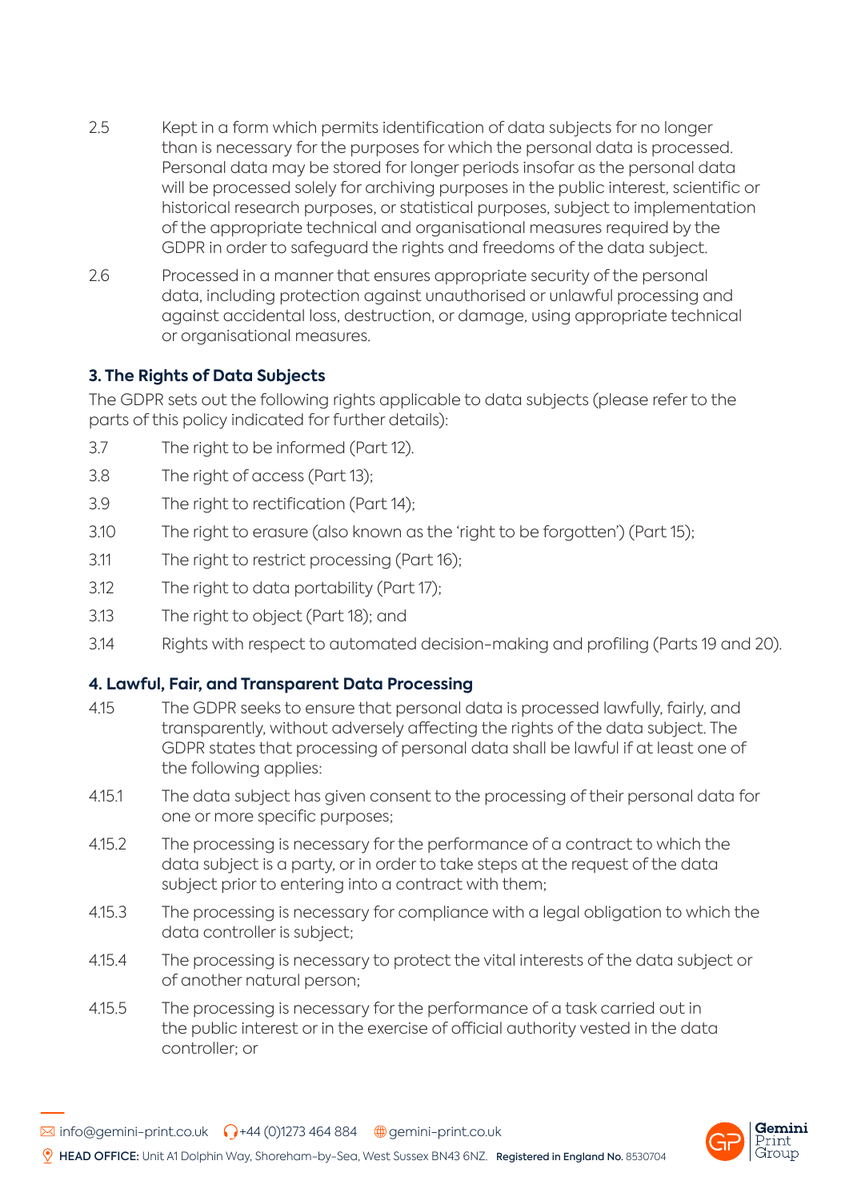2.5 Kept in a form which permits identification of data subjects for no longer than is necessary for the purposes for which the personal data is processed. Personal data may be stored for longer periods insofar as the personal data will be processed solely for archiving purposes in the public interest, scientific or historical research purposes, or statistical purposes, subject to implementation of the appropriate technical and organisational measures required by the GDPR in order to safeguard the rights and freedoms of the data subject.

2.6 Processed in a manner that ensures appropriate security of the personal data, including protection against unauthorised or unlawful processing and against accidental loss, destruction, or damage, using appropriate technical or organisational measures.

### 3. The Rights of Data Subjects

The GDPR sets out the following rights applicable to data subjects (please refer to the parts of this policy indicated for further details):

3.7 The right to be informed (Part 12).

3.8 The right of access (Part 13);

3.9 The right to rectification (Part 14);

3.10 The right to erasure (also known as the 'right to be forgotten') (Part 15);

3.11 The right to restrict processing (Part 16);

3.12 The right to data portability (Part 17);

3.13 The right to object (Part 18); and

3.14 Rights with respect to automated decision-making and profiling (Parts 19 and 20).

### 4. Lawful, Fair, and Transparent Data Processing

4.15 The GDPR seeks to ensure that personal data is processed lawfully, fairly, and transparently, without adversely affecting the rights of the data subject. The GDPR states that processing of personal data shall be lawful if at least one of the following applies:

4.15.1 The data subject has given consent to the processing of their personal data for one or more specific purposes;

4.15.2 The processing is necessary for the performance of a contract to which the data subject is a party, or in order to take steps at the request of the data subject prior to entering into a contract with them;

4.15.3 The processing is necessary for compliance with a legal obligation to which the data controller is subject;

4.15.4 The processing is necessary to protect the vital interests of the data subject or of another natural person;

4.15.5 The processing is necessary for the performance of a task carried out in the public interest or in the exercise of official authority vested in the data controller; or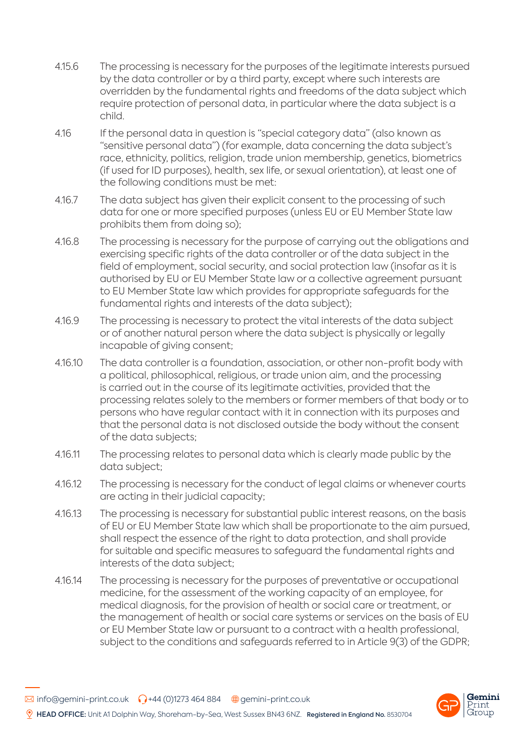4.15.6 The processing is necessary for the purposes of the legitimate interests pursued by the data controller or by a third party, except where such interests are overridden by the fundamental rights and freedoms of the data subject which require protection of personal data, in particular where the data subject is a child.

4.16 If the personal data in question is "special category data" (also known as "sensitive personal data") (for example, data concerning the data subject's race, ethnicity, politics, religion, trade union membership, genetics, biometrics (if used for ID purposes), health, sex life, or sexual orientation), at least one of the following conditions must be met:

4.16.7 The data subject has given their explicit consent to the processing of such data for one or more specified purposes (unless EU or EU Member State law prohibits them from doing so);

4.16.8 The processing is necessary for the purpose of carrying out the obligations and exercising specific rights of the data controller or of the data subject in the field of employment, social security, and social protection law (insofar as it is authorised by EU or EU Member State law or a collective agreement pursuant to EU Member State law which provides for appropriate safeguards for the fundamental rights and interests of the data subject);

4.16.9 The processing is necessary to protect the vital interests of the data subject or of another natural person where the data subject is physically or legally incapable of giving consent;

4.16.10 The data controller is a foundation, association, or other non-profit body with a political, philosophical, religious, or trade union aim, and the processing is carried out in the course of its legitimate activities, provided that the processing relates solely to the members or former members of that body or to persons who have regular contact with it in connection with its purposes and that the personal data is not disclosed outside the body without the consent of the data subjects;

4.16.11 The processing relates to personal data which is clearly made public by the data subject;

4.16.12 The processing is necessary for the conduct of legal claims or whenever courts are acting in their judicial capacity;

4.16.13 The processing is necessary for substantial public interest reasons, on the basis of EU or EU Member State law which shall be proportionate to the aim pursued, shall respect the essence of the right to data protection, and shall provide for suitable and specific measures to safeguard the fundamental rights and interests of the data subject;

4.16.14 The processing is necessary for the purposes of preventative or occupational medicine, for the assessment of the working capacity of an employee, for medical diagnosis, for the provision of health or social care or treatment, or the management of health or social care systems or services on the basis of EU or EU Member State law or pursuant to a contract with a health professional, subject to the conditions and safeguards referred to in Article 9(3) of the GDPR;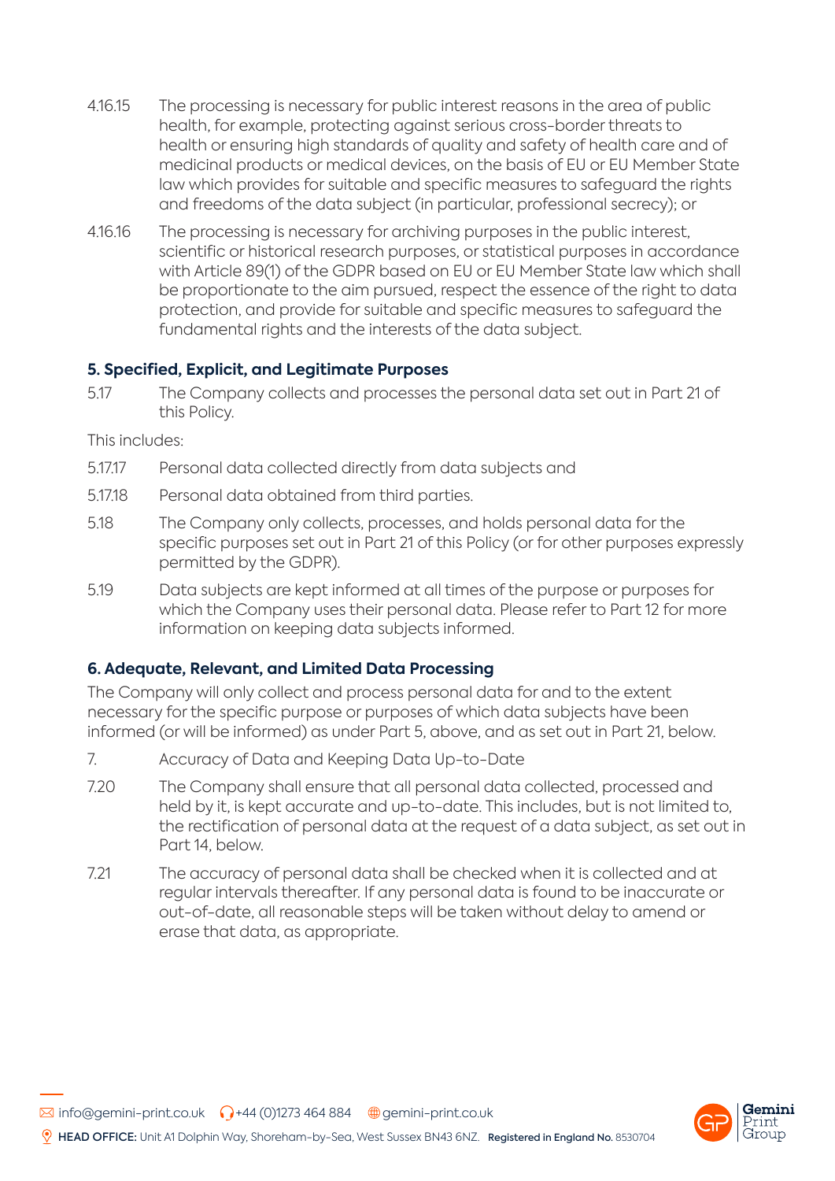4.16.15 The processing is necessary for public interest reasons in the area of public health, for example, protecting against serious cross-border threats to health or ensuring high standards of quality and safety of health care and of medicinal products or medical devices, on the basis of EU or EU Member State law which provides for suitable and specific measures to safeguard the rights and freedoms of the data subject (in particular, professional secrecy); or

4.16.16 The processing is necessary for archiving purposes in the public interest, scientific or historical research purposes, or statistical purposes in accordance with Article 89(1) of the GDPR based on EU or EU Member State law which shall be proportionate to the aim pursued, respect the essence of the right to data protection, and provide for suitable and specific measures to safeguard the fundamental rights and the interests of the data subject.

### 5. Specified, Explicit, and Legitimate Purposes

5.17 The Company collects and processes the personal data set out in Part 21 of this Policy.

This includes:

5.17.17 Personal data collected directly from data subjects and

5.17.18 Personal data obtained from third parties.

5.18 The Company only collects, processes, and holds personal data for the specific purposes set out in Part 21 of this Policy (or for other purposes expressly permitted by the GDPR).

5.19 Data subjects are kept informed at all times of the purpose or purposes for which the Company uses their personal data. Please refer to Part 12 for more information on keeping data subjects informed.

### 6. Adequate, Relevant, and Limited Data Processing

The Company will only collect and process personal data for and to the extent necessary for the specific purpose or purposes of which data subjects have been informed (or will be informed) as under Part 5, above, and as set out in Part 21, below.

7. Accuracy of Data and Keeping Data Up-to-Date

7.20 The Company shall ensure that all personal data collected, processed and held by it, is kept accurate and up-to-date. This includes, but is not limited to, the rectification of personal data at the request of a data subject, as set out in Part 14, below.

7.21 The accuracy of personal data shall be checked when it is collected and at regular intervals thereafter. If any personal data is found to be inaccurate or out-of-date, all reasonable steps will be taken without delay to amend or erase that data, as appropriate.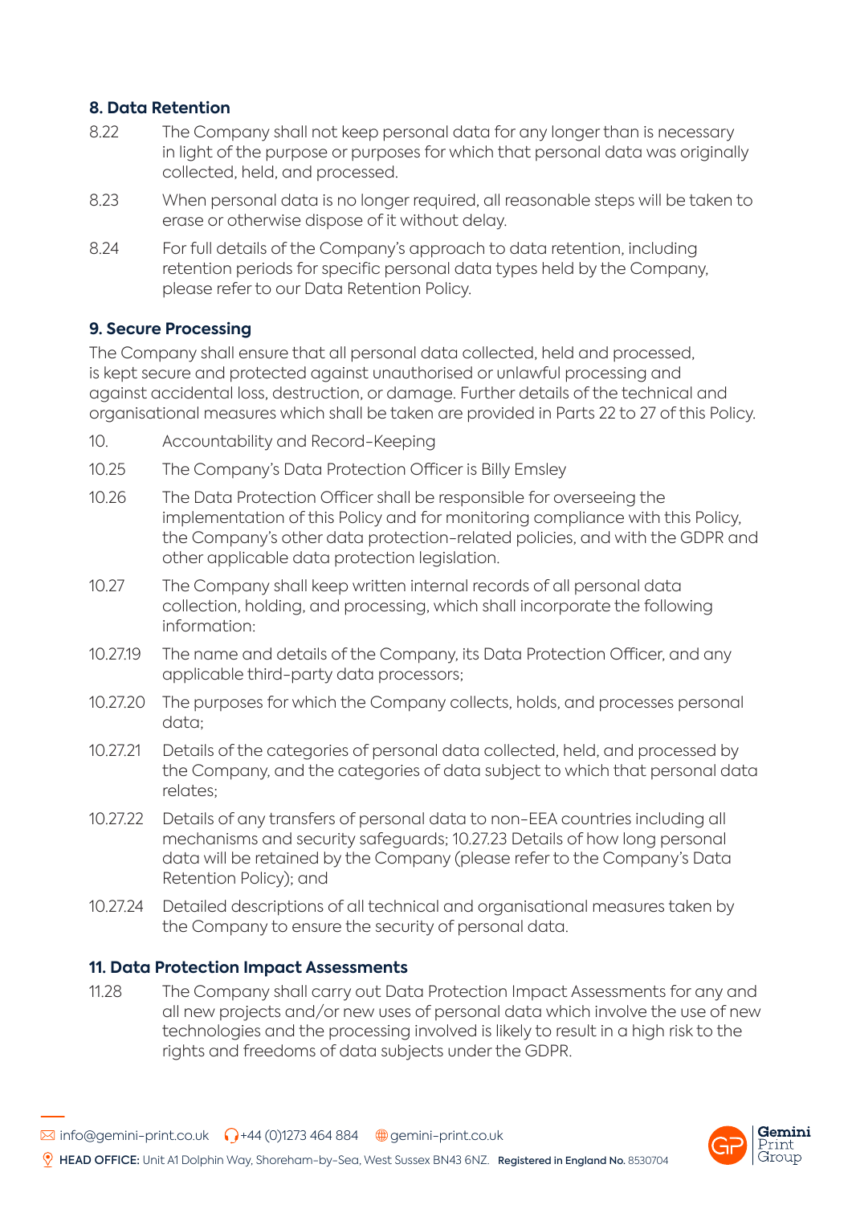### 8. Data Retention

8.22 The Company shall not keep personal data for any longer than is necessary in light of the purpose or purposes for which that personal data was originally collected, held, and processed.

8.23 When personal data is no longer required, all reasonable steps will be taken to erase or otherwise dispose of it without delay.

8.24 For full details of the Company's approach to data retention, including retention periods for specific personal data types held by the Company, please refer to our Data Retention Policy.

### 9. Secure Processing

The Company shall ensure that all personal data collected, held and processed, is kept secure and protected against unauthorised or unlawful processing and against accidental loss, destruction, or damage. Further details of the technical and organisational measures which shall be taken are provided in Parts 22 to 27 of this Policy.

10. Accountability and Record-Keeping

10.25 The Company's Data Protection Officer is Billy Emsley

10.26 The Data Protection Officer shall be responsible for overseeing the implementation of this Policy and for monitoring compliance with this Policy, the Company's other data protection-related policies, and with the GDPR and other applicable data protection legislation.

10.27 The Company shall keep written internal records of all personal data collection, holding, and processing, which shall incorporate the following information:

10.27.19 The name and details of the Company, its Data Protection Officer, and any applicable third-party data processors;

10.27.20 The purposes for which the Company collects, holds, and processes personal data;

10.27.21 Details of the categories of personal data collected, held, and processed by the Company, and the categories of data subject to which that personal data relates;

10.27.22 Details of any transfers of personal data to non-EEA countries including all mechanisms and security safeguards; 10.27.23 Details of how long personal data will be retained by the Company (please refer to the Company's Data Retention Policy); and

10.27.24 Detailed descriptions of all technical and organisational measures taken by the Company to ensure the security of personal data.

### 11. Data Protection Impact Assessments

11.28 The Company shall carry out Data Protection Impact Assessments for any and all new projects and/or new uses of personal data which involve the use of new technologies and the processing involved is likely to result in a high risk to the rights and freedoms of data subjects under the GDPR.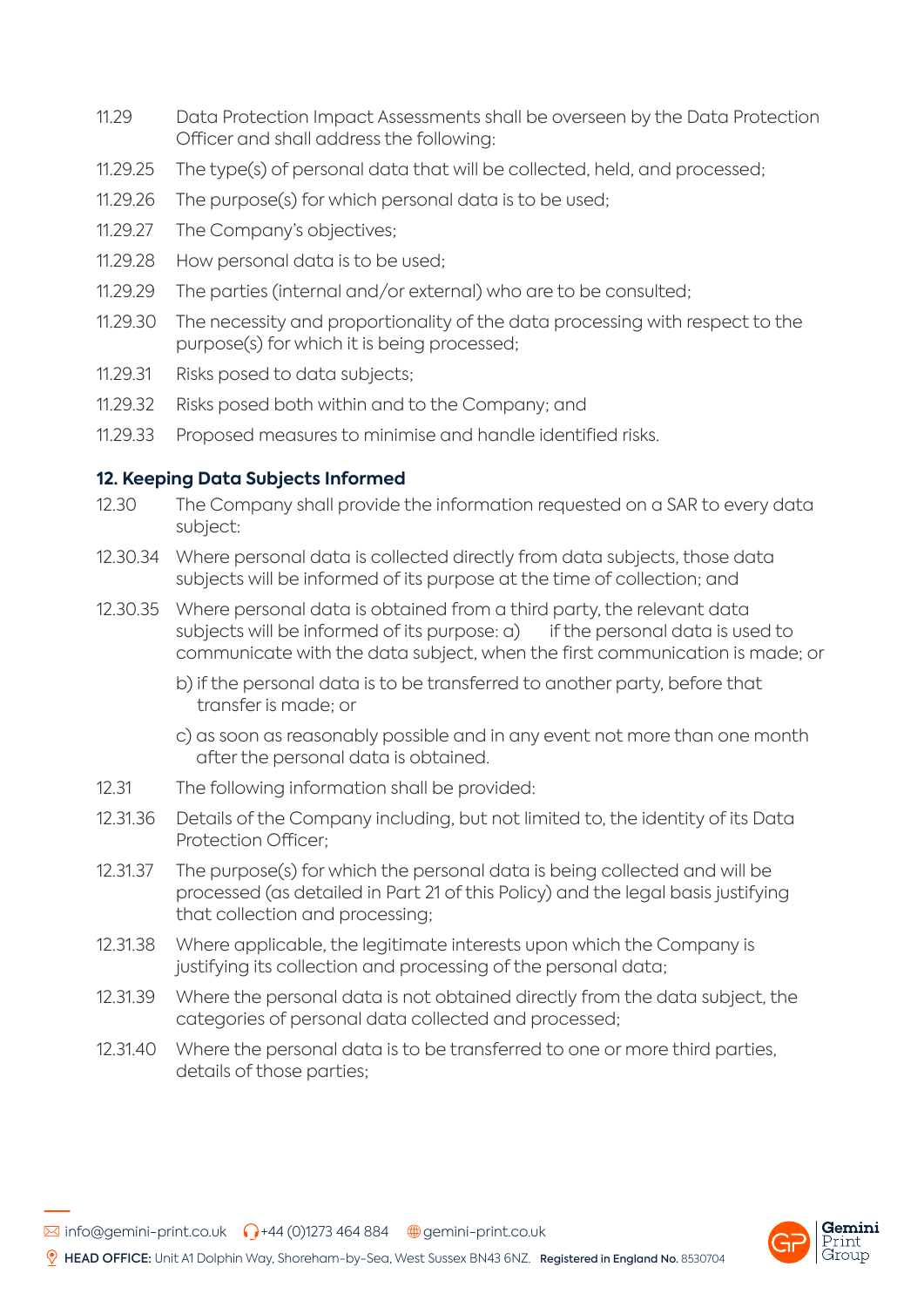11.29 Data Protection Impact Assessments shall be overseen by the Data Protection Officer and shall address the following:

11.29.25 The type(s) of personal data that will be collected, held, and processed;

11.29.26 The purpose(s) for which personal data is to be used;

11.29.27 The Company's objectives;

11.29.28 How personal data is to be used;

11.29.29 The parties (internal and/or external) who are to be consulted;

11.29.30 The necessity and proportionality of the data processing with respect to the purpose(s) for which it is being processed;

11.29.31 Risks posed to data subjects;

11.29.32 Risks posed both within and to the Company; and

11.29.33 Proposed measures to minimise and handle identified risks.

## 12. Keeping Data Subjects Informed

12.30 The Company shall provide the information requested on a SAR to every data subject:

12.30.34 Where personal data is collected directly from data subjects, those data subjects will be informed of its purpose at the time of collection; and

12.30.35 Where personal data is obtained from a third party, the relevant data subjects will be informed of its purpose: a) if the personal data is used to communicate with the data subject, when the first communication is made; or

b) if the personal data is to be transferred to another party, before that transfer is made; or

c) as soon as reasonably possible and in any event not more than one month after the personal data is obtained.

12.31 The following information shall be provided:

12.31.36 Details of the Company including, but not limited to, the identity of its Data Protection Officer;

12.31.37 The purpose(s) for which the personal data is being collected and will be processed (as detailed in Part 21 of this Policy) and the legal basis justifying that collection and processing;

12.31.38 Where applicable, the legitimate interests upon which the Company is justifying its collection and processing of the personal data;

12.31.39 Where the personal data is not obtained directly from the data subject, the categories of personal data collected and processed;

12.31.40 Where the personal data is to be transferred to one or more third parties, details of those parties;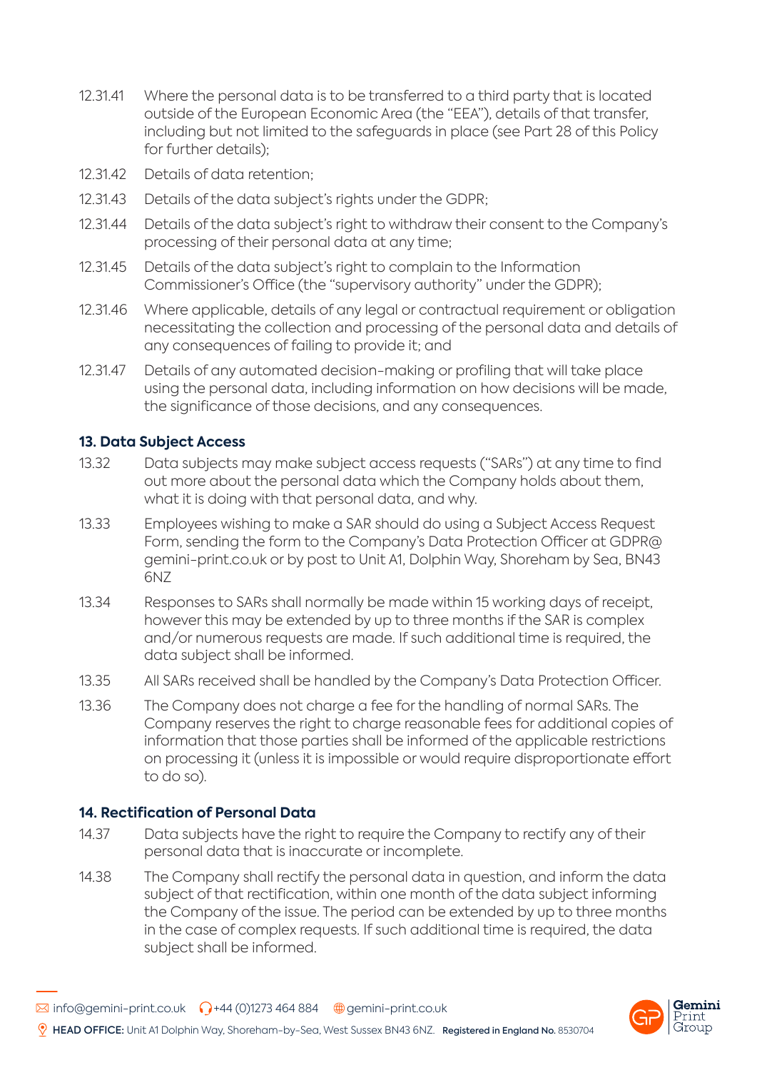12.31.41 Where the personal data is to be transferred to a third party that is located outside of the European Economic Area (the "EEA"), details of that transfer, including but not limited to the safeguards in place (see Part 28 of this Policy for further details);

12.31.42 Details of data retention;

12.31.43 Details of the data subject's rights under the GDPR;

12.31.44 Details of the data subject's right to withdraw their consent to the Company's processing of their personal data at any time;

12.31.45 Details of the data subject's right to complain to the Information Commissioner's Office (the "supervisory authority" under the GDPR);

12.31.46 Where applicable, details of any legal or contractual requirement or obligation necessitating the collection and processing of the personal data and details of any consequences of failing to provide it; and

12.31.47 Details of any automated decision-making or profiling that will take place using the personal data, including information on how decisions will be made, the significance of those decisions, and any consequences.

## 13. Data Subject Access

13.32 Data subjects may make subject access requests ("SARs") at any time to find out more about the personal data which the Company holds about them, what it is doing with that personal data, and why.

13.33 Employees wishing to make a SAR should do using a Subject Access Request Form, sending the form to the Company's Data Protection Officer at GDPR@gemini-print.co.uk or by post to Unit A1, Dolphin Way, Shoreham by Sea, BN43 6NZ

13.34 Responses to SARs shall normally be made within 15 working days of receipt, however this may be extended by up to three months if the SAR is complex and/or numerous requests are made. If such additional time is required, the data subject shall be informed.

13.35 All SARs received shall be handled by the Company's Data Protection Officer.

13.36 The Company does not charge a fee for the handling of normal SARs. The Company reserves the right to charge reasonable fees for additional copies of information that those parties shall be informed of the applicable restrictions on processing it (unless it is impossible or would require disproportionate effort to do so).

## 14. Rectification of Personal Data

14.37 Data subjects have the right to require the Company to rectify any of their personal data that is inaccurate or incomplete.

14.38 The Company shall rectify the personal data in question, and inform the data subject of that rectification, within one month of the data subject informing the Company of the issue. The period can be extended by up to three months in the case of complex requests. If such additional time is required, the data subject shall be informed.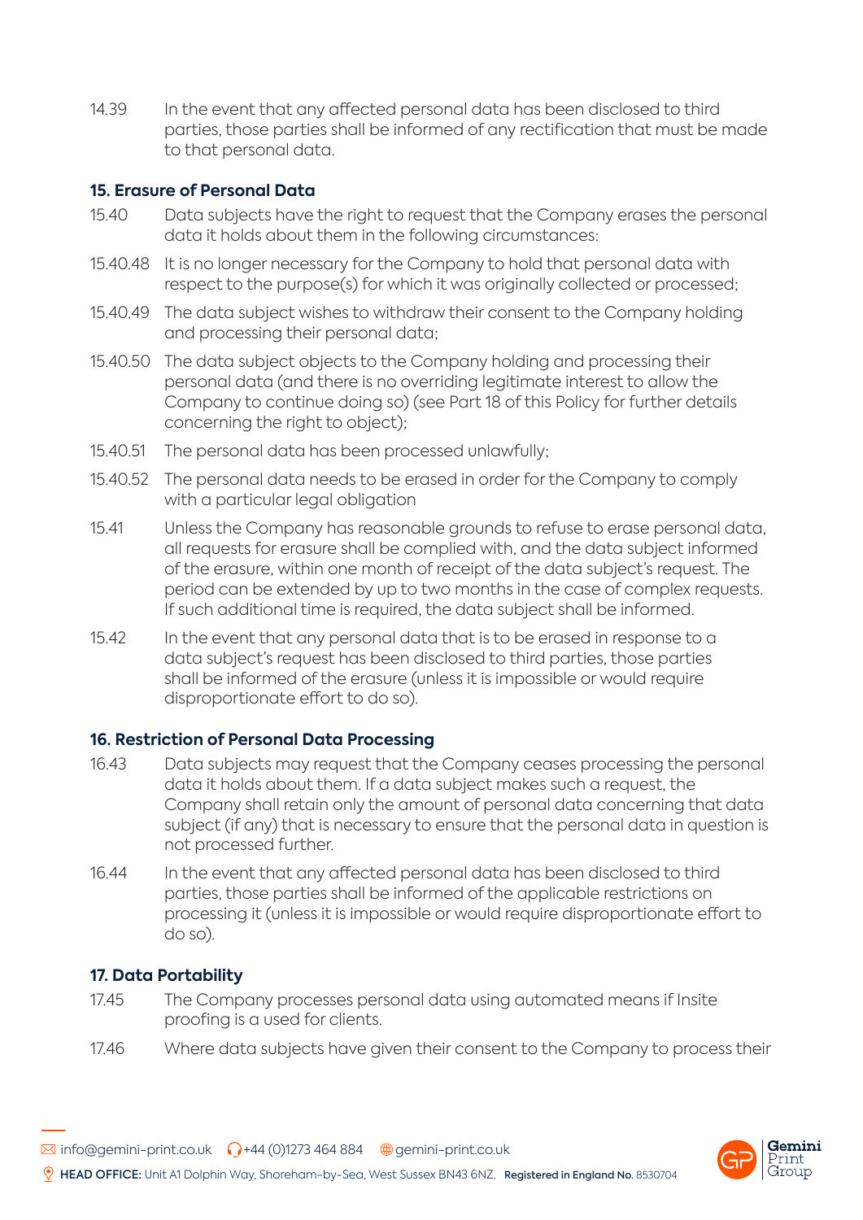14.39 In the event that any affected personal data has been disclosed to third parties, those parties shall be informed of any rectification that must be made to that personal data.

### 15. Erasure of Personal Data

15.40 Data subjects have the right to request that the Company erases the personal data it holds about them in the following circumstances:

15.40.48 It is no longer necessary for the Company to hold that personal data with respect to the purpose(s) for which it was originally collected or processed;

15.40.49 The data subject wishes to withdraw their consent to the Company holding and processing their personal data;

15.40.50 The data subject objects to the Company holding and processing their personal data (and there is no overriding legitimate interest to allow the Company to continue doing so) (see Part 18 of this Policy for further details concerning the right to object);

15.40.51 The personal data has been processed unlawfully;

15.40.52 The personal data needs to be erased in order for the Company to comply with a particular legal obligation

15.41 Unless the Company has reasonable grounds to refuse to erase personal data, all requests for erasure shall be complied with, and the data subject informed of the erasure, within one month of receipt of the data subject's request. The period can be extended by up to two months in the case of complex requests. If such additional time is required, the data subject shall be informed.

15.42 In the event that any personal data that is to be erased in response to a data subject's request has been disclosed to third parties, those parties shall be informed of the erasure (unless it is impossible or would require disproportionate effort to do so).

### 16. Restriction of Personal Data Processing

16.43 Data subjects may request that the Company ceases processing the personal data it holds about them. If a data subject makes such a request, the Company shall retain only the amount of personal data concerning that data subject (if any) that is necessary to ensure that the personal data in question is not processed further.

16.44 In the event that any affected personal data has been disclosed to third parties, those parties shall be informed of the applicable restrictions on processing it (unless it is impossible or would require disproportionate effort to do so).

### 17. Data Portability

17.45 The Company processes personal data using automated means if Insite proofing is a used for clients.

17.46 Where data subjects have given their consent to the Company to process their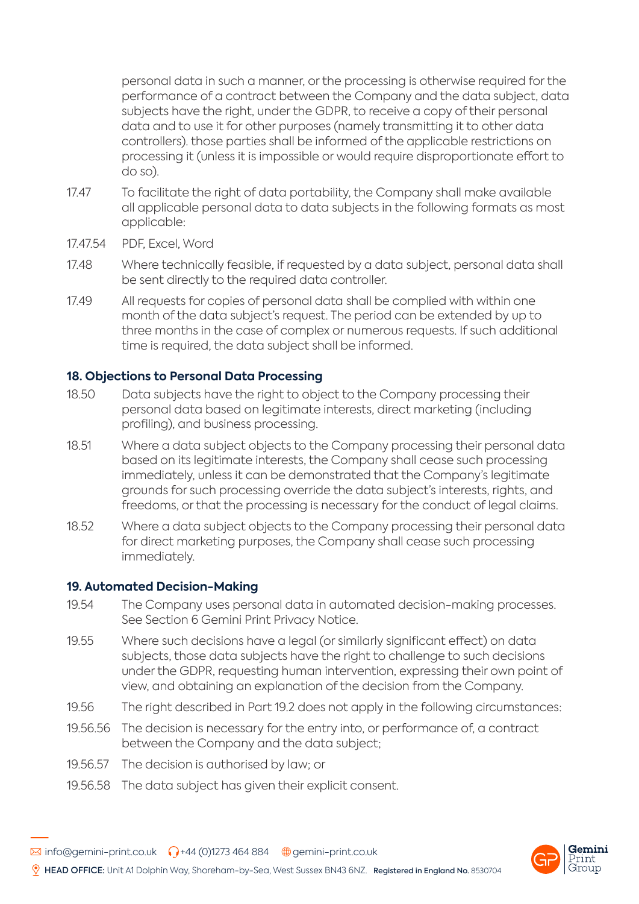personal data in such a manner, or the processing is otherwise required for the performance of a contract between the Company and the data subject, data subjects have the right, under the GDPR, to receive a copy of their personal data and to use it for other purposes (namely transmitting it to other data controllers). those parties shall be informed of the applicable restrictions on processing it (unless it is impossible or would require disproportionate effort to do so).

17.47 To facilitate the right of data portability, the Company shall make available all applicable personal data to data subjects in the following formats as most applicable:

17.47.54 PDF, Excel, Word

17.48 Where technically feasible, if requested by a data subject, personal data shall be sent directly to the required data controller.

17.49 All requests for copies of personal data shall be complied with within one month of the data subject's request. The period can be extended by up to three months in the case of complex or numerous requests. If such additional time is required, the data subject shall be informed.

### 18. Objections to Personal Data Processing

18.50 Data subjects have the right to object to the Company processing their personal data based on legitimate interests, direct marketing (including profiling), and business processing.

18.51 Where a data subject objects to the Company processing their personal data based on its legitimate interests, the Company shall cease such processing immediately, unless it can be demonstrated that the Company's legitimate grounds for such processing override the data subject's interests, rights, and freedoms, or that the processing is necessary for the conduct of legal claims.

18.52 Where a data subject objects to the Company processing their personal data for direct marketing purposes, the Company shall cease such processing immediately.

### 19. Automated Decision-Making

19.54 The Company uses personal data in automated decision-making processes. See Section 6 Gemini Print Privacy Notice.

19.55 Where such decisions have a legal (or similarly significant effect) on data subjects, those data subjects have the right to challenge to such decisions under the GDPR, requesting human intervention, expressing their own point of view, and obtaining an explanation of the decision from the Company.

19.56 The right described in Part 19.2 does not apply in the following circumstances:

19.56.56 The decision is necessary for the entry into, or performance of, a contract between the Company and the data subject;

19.56.57 The decision is authorised by law; or

19.56.58 The data subject has given their explicit consent.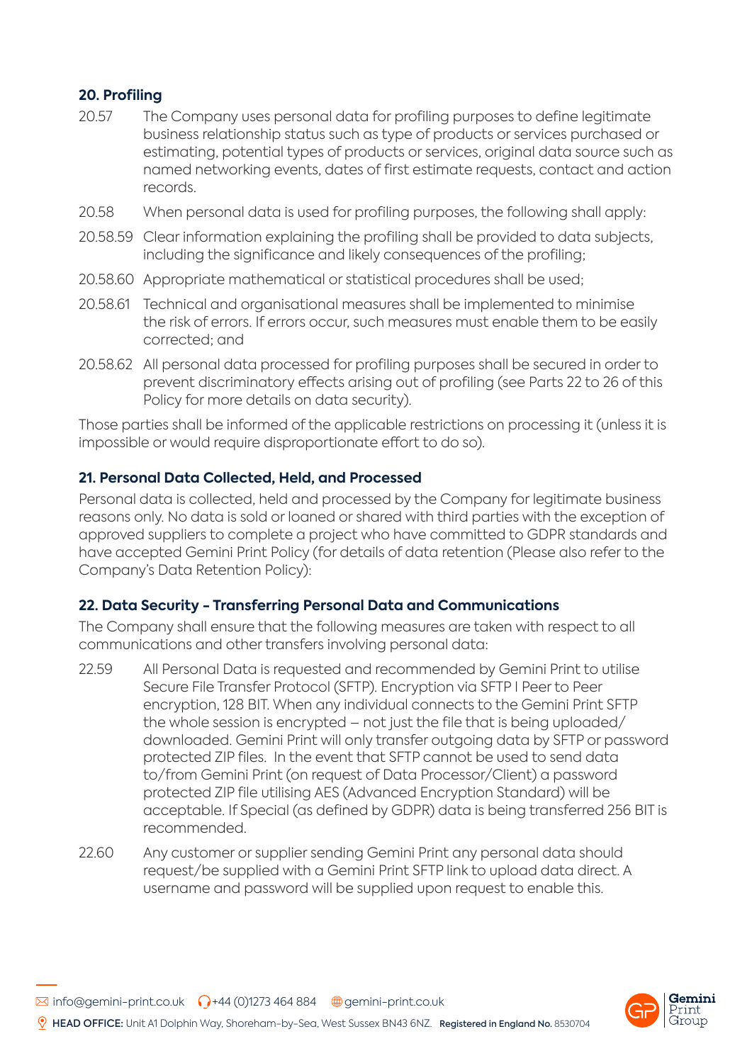### 20. Profiling

20.57 The Company uses personal data for profiling purposes to define legitimate business relationship status such as type of products or services purchased or estimating, potential types of products or services, original data source such as named networking events, dates of first estimate requests, contact and action records.

20.58 When personal data is used for profiling purposes, the following shall apply:

20.58.59 Clear information explaining the profiling shall be provided to data subjects, including the significance and likely consequences of the profiling;

20.58.60 Appropriate mathematical or statistical procedures shall be used;

20.58.61 Technical and organisational measures shall be implemented to minimise the risk of errors. If errors occur, such measures must enable them to be easily corrected; and

20.58.62 All personal data processed for profiling purposes shall be secured in order to prevent discriminatory effects arising out of profiling (see Parts 22 to 26 of this Policy for more details on data security).

Those parties shall be informed of the applicable restrictions on processing it (unless it is impossible or would require disproportionate effort to do so).

### 21. Personal Data Collected, Held, and Processed

Personal data is collected, held and processed by the Company for legitimate business reasons only. No data is sold or loaned or shared with third parties with the exception of approved suppliers to complete a project who have committed to GDPR standards and have accepted Gemini Print Policy (for details of data retention (Please also refer to the Company's Data Retention Policy):

### 22. Data Security - Transferring Personal Data and Communications

The Company shall ensure that the following measures are taken with respect to all communications and other transfers involving personal data:

22.59 All Personal Data is requested and recommended by Gemini Print to utilise Secure File Transfer Protocol (SFTP). Encryption via SFTP I Peer to Peer encryption, 128 BIT. When any individual connects to the Gemini Print SFTP the whole session is encrypted – not just the file that is being uploaded/downloaded. Gemini Print will only transfer outgoing data by SFTP or password protected ZIP files. In the event that SFTP cannot be used to send data to/from Gemini Print (on request of Data Processor/Client) a password protected ZIP file utilising AES (Advanced Encryption Standard) will be acceptable. If Special (as defined by GDPR) data is being transferred 256 BIT is recommended.

22.60 Any customer or supplier sending Gemini Print any personal data should request/be supplied with a Gemini Print SFTP link to upload data direct. A username and password will be supplied upon request to enable this.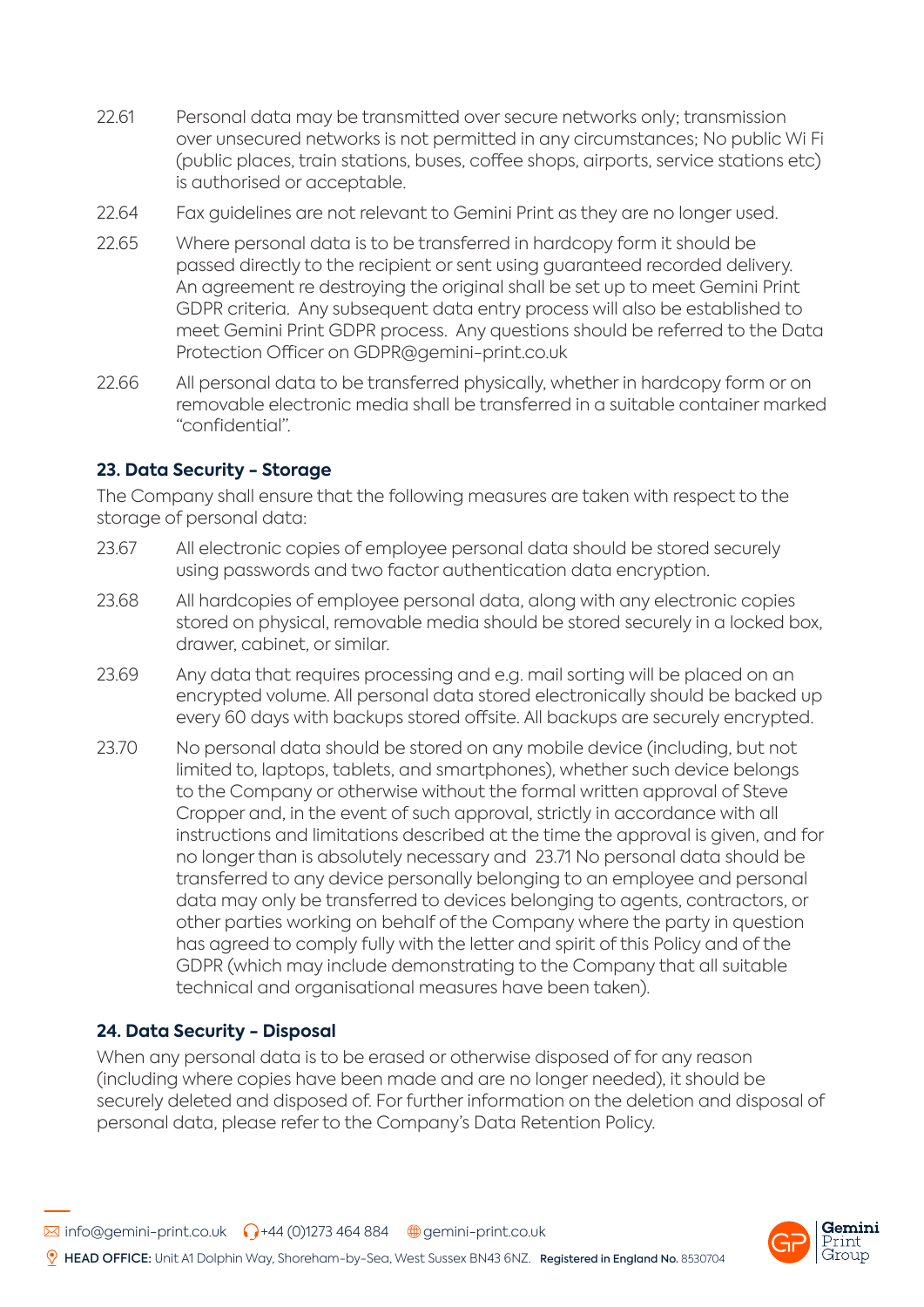22.61 Personal data may be transmitted over secure networks only; transmission over unsecured networks is not permitted in any circumstances; No public Wi Fi (public places, train stations, buses, coffee shops, airports, service stations etc) is authorised or acceptable.

22.64 Fax guidelines are not relevant to Gemini Print as they are no longer used.

22.65 Where personal data is to be transferred in hardcopy form it should be passed directly to the recipient or sent using guaranteed recorded delivery. An agreement re destroying the original shall be set up to meet Gemini Print GDPR criteria. Any subsequent data entry process will also be established to meet Gemini Print GDPR process. Any questions should be referred to the Data Protection Officer on GDPR@gemini-print.co.uk

22.66 All personal data to be transferred physically, whether in hardcopy form or on removable electronic media shall be transferred in a suitable container marked "confidential".

### 23. Data Security – Storage

The Company shall ensure that the following measures are taken with respect to the storage of personal data:

23.67 All electronic copies of employee personal data should be stored securely using passwords and two factor authentication data encryption.

23.68 All hardcopies of employee personal data, along with any electronic copies stored on physical, removable media should be stored securely in a locked box, drawer, cabinet, or similar.

23.69 Any data that requires processing and e.g. mail sorting will be placed on an encrypted volume. All personal data stored electronically should be backed up every 60 days with backups stored offsite. All backups are securely encrypted.

23.70 No personal data should be stored on any mobile device (including, but not limited to, laptops, tablets, and smartphones), whether such device belongs to the Company or otherwise without the formal written approval of Steve Cropper and, in the event of such approval, strictly in accordance with all instructions and limitations described at the time the approval is given, and for no longer than is absolutely necessary and 23.71 No personal data should be transferred to any device personally belonging to an employee and personal data may only be transferred to devices belonging to agents, contractors, or other parties working on behalf of the Company where the party in question has agreed to comply fully with the letter and spirit of this Policy and of the GDPR (which may include demonstrating to the Company that all suitable technical and organisational measures have been taken).

### 24. Data Security – Disposal

When any personal data is to be erased or otherwise disposed of for any reason (including where copies have been made and are no longer needed), it should be securely deleted and disposed of. For further information on the deletion and disposal of personal data, please refer to the Company's Data Retention Policy.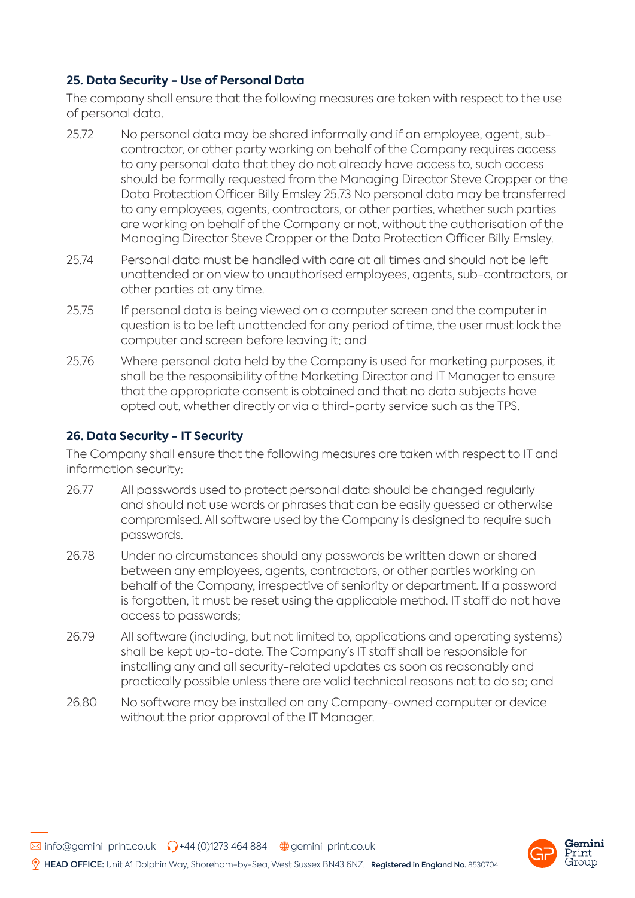### 25. Data Security - Use of Personal Data

The company shall ensure that the following measures are taken with respect to the use of personal data.

25.72 No personal data may be shared informally and if an employee, agent, sub-contractor, or other party working on behalf of the Company requires access to any personal data that they do not already have access to, such access should be formally requested from the Managing Director Steve Cropper or the Data Protection Officer Billy Emsley 25.73 No personal data may be transferred to any employees, agents, contractors, or other parties, whether such parties are working on behalf of the Company or not, without the authorisation of the Managing Director Steve Cropper or the Data Protection Officer Billy Emsley.

25.74 Personal data must be handled with care at all times and should not be left unattended or on view to unauthorised employees, agents, sub-contractors, or other parties at any time.

25.75 If personal data is being viewed on a computer screen and the computer in question is to be left unattended for any period of time, the user must lock the computer and screen before leaving it; and

25.76 Where personal data held by the Company is used for marketing purposes, it shall be the responsibility of the Marketing Director and IT Manager to ensure that the appropriate consent is obtained and that no data subjects have opted out, whether directly or via a third-party service such as the TPS.

### 26. Data Security - IT Security

The Company shall ensure that the following measures are taken with respect to IT and information security:

26.77 All passwords used to protect personal data should be changed regularly and should not use words or phrases that can be easily guessed or otherwise compromised. All software used by the Company is designed to require such passwords.

26.78 Under no circumstances should any passwords be written down or shared between any employees, agents, contractors, or other parties working on behalf of the Company, irrespective of seniority or department. If a password is forgotten, it must be reset using the applicable method. IT staff do not have access to passwords;

26.79 All software (including, but not limited to, applications and operating systems) shall be kept up-to-date. The Company's IT staff shall be responsible for installing any and all security-related updates as soon as reasonably and practically possible unless there are valid technical reasons not to do so; and

26.80 No software may be installed on any Company-owned computer or device without the prior approval of the IT Manager.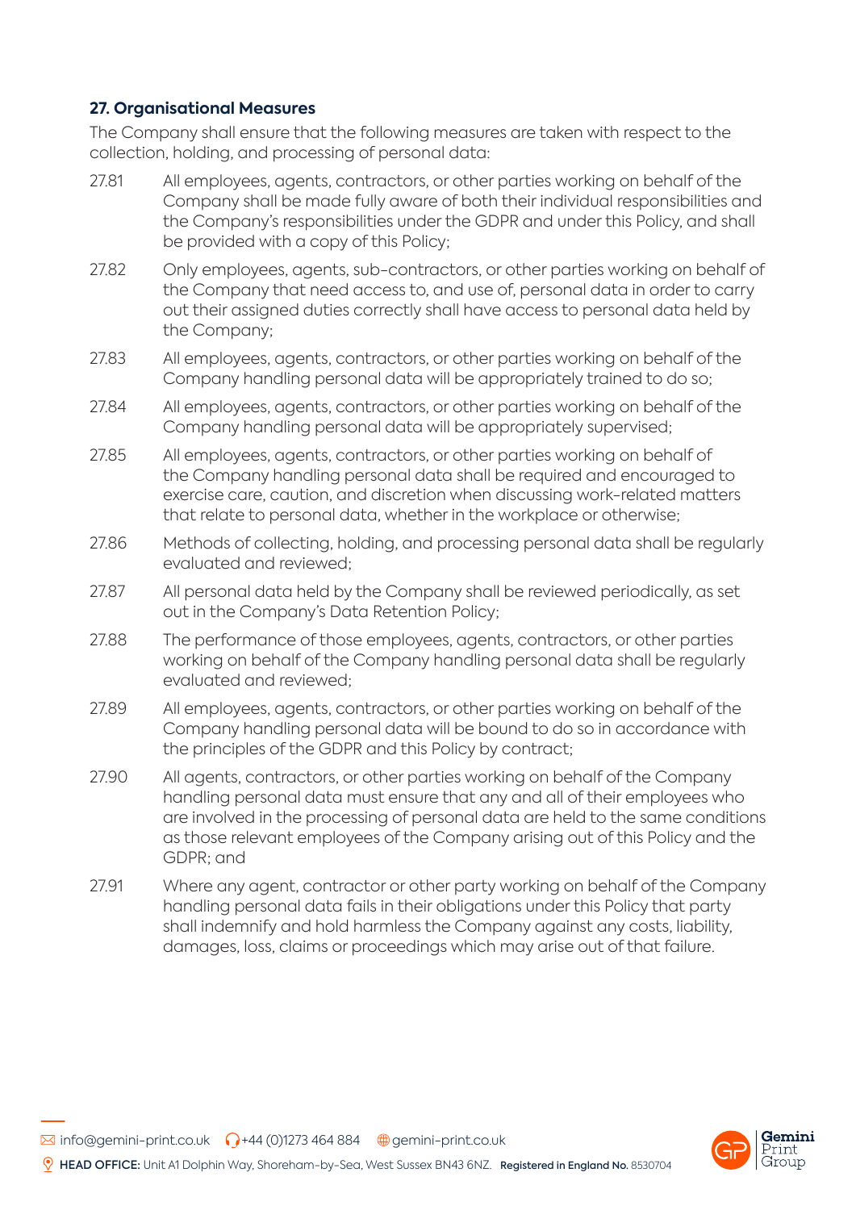### 27. Organisational Measures

The Company shall ensure that the following measures are taken with respect to the collection, holding, and processing of personal data:

27.81 All employees, agents, contractors, or other parties working on behalf of the Company shall be made fully aware of both their individual responsibilities and the Company's responsibilities under the GDPR and under this Policy, and shall be provided with a copy of this Policy;

27.82 Only employees, agents, sub-contractors, or other parties working on behalf of the Company that need access to, and use of, personal data in order to carry out their assigned duties correctly shall have access to personal data held by the Company;

27.83 All employees, agents, contractors, or other parties working on behalf of the Company handling personal data will be appropriately trained to do so;

27.84 All employees, agents, contractors, or other parties working on behalf of the Company handling personal data will be appropriately supervised;

27.85 All employees, agents, contractors, or other parties working on behalf of the Company handling personal data shall be required and encouraged to exercise care, caution, and discretion when discussing work-related matters that relate to personal data, whether in the workplace or otherwise;

27.86 Methods of collecting, holding, and processing personal data shall be regularly evaluated and reviewed;

27.87 All personal data held by the Company shall be reviewed periodically, as set out in the Company's Data Retention Policy;

27.88 The performance of those employees, agents, contractors, or other parties working on behalf of the Company handling personal data shall be regularly evaluated and reviewed;

27.89 All employees, agents, contractors, or other parties working on behalf of the Company handling personal data will be bound to do so in accordance with the principles of the GDPR and this Policy by contract;

27.90 All agents, contractors, or other parties working on behalf of the Company handling personal data must ensure that any and all of their employees who are involved in the processing of personal data are held to the same conditions as those relevant employees of the Company arising out of this Policy and the GDPR; and

27.91 Where any agent, contractor or other party working on behalf of the Company handling personal data fails in their obligations under this Policy that party shall indemnify and hold harmless the Company against any costs, liability, damages, loss, claims or proceedings which may arise out of that failure.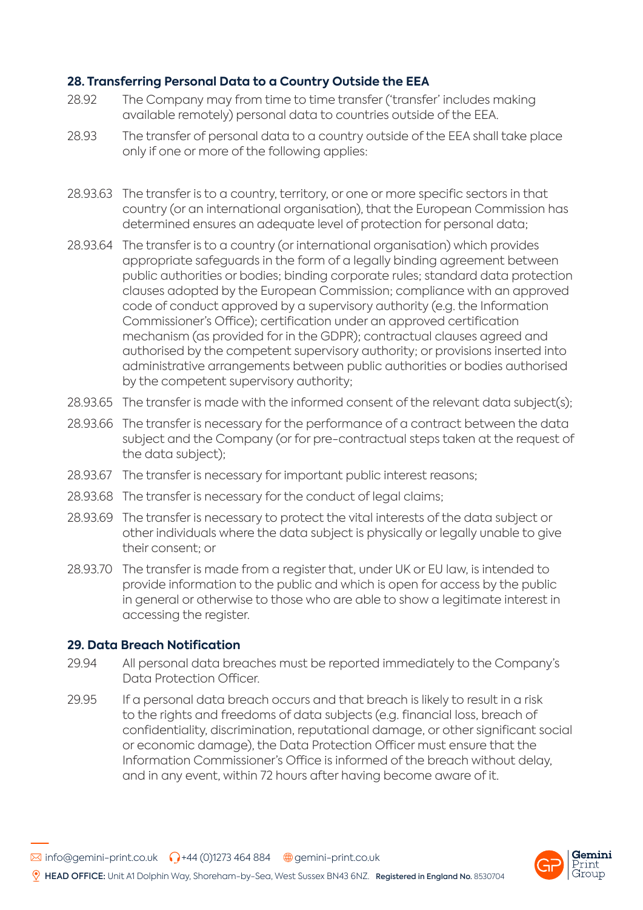### 28. Transferring Personal Data to a Country Outside the EEA

28.92 The Company may from time to time transfer ('transfer' includes making available remotely) personal data to countries outside of the EEA.

28.93 The transfer of personal data to a country outside of the EEA shall take place only if one or more of the following applies:

28.93.63 The transfer is to a country, territory, or one or more specific sectors in that country (or an international organisation), that the European Commission has determined ensures an adequate level of protection for personal data;

28.93.64 The transfer is to a country (or international organisation) which provides appropriate safeguards in the form of a legally binding agreement between public authorities or bodies; binding corporate rules; standard data protection clauses adopted by the European Commission; compliance with an approved code of conduct approved by a supervisory authority (e.g. the Information Commissioner's Office); certification under an approved certification mechanism (as provided for in the GDPR); contractual clauses agreed and authorised by the competent supervisory authority; or provisions inserted into administrative arrangements between public authorities or bodies authorised by the competent supervisory authority;

28.93.65 The transfer is made with the informed consent of the relevant data subject(s);

28.93.66 The transfer is necessary for the performance of a contract between the data subject and the Company (or for pre-contractual steps taken at the request of the data subject);

28.93.67 The transfer is necessary for important public interest reasons;

28.93.68 The transfer is necessary for the conduct of legal claims;

28.93.69 The transfer is necessary to protect the vital interests of the data subject or other individuals where the data subject is physically or legally unable to give their consent; or

28.93.70 The transfer is made from a register that, under UK or EU law, is intended to provide information to the public and which is open for access by the public in general or otherwise to those who are able to show a legitimate interest in accessing the register.

### 29. Data Breach Notification

29.94 All personal data breaches must be reported immediately to the Company's Data Protection Officer.

29.95 If a personal data breach occurs and that breach is likely to result in a risk to the rights and freedoms of data subjects (e.g. financial loss, breach of confidentiality, discrimination, reputational damage, or other significant social or economic damage), the Data Protection Officer must ensure that the Information Commissioner's Office is informed of the breach without delay, and in any event, within 72 hours after having become aware of it.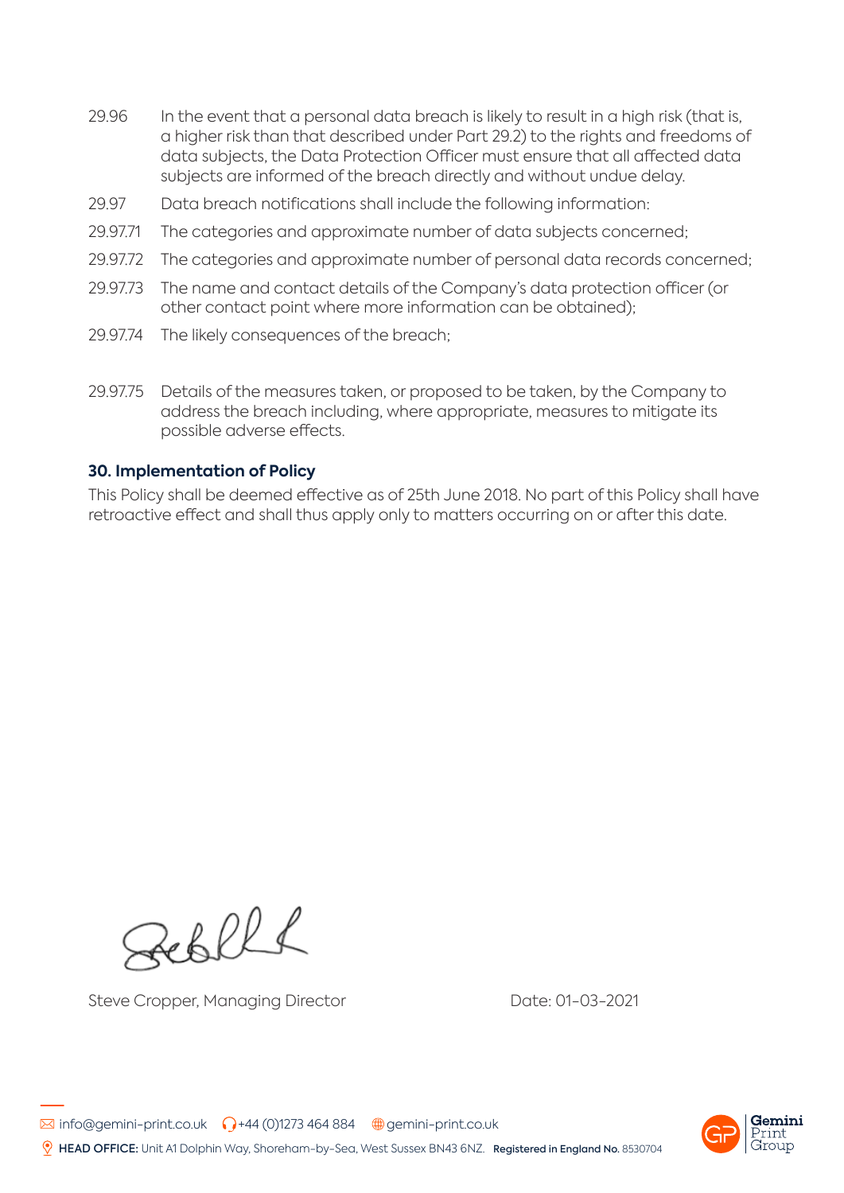29.96 In the event that a personal data breach is likely to result in a high risk (that is, a higher risk than that described under Part 29.2) to the rights and freedoms of data subjects, the Data Protection Officer must ensure that all affected data subjects are informed of the breach directly and without undue delay.

29.97 Data breach notifications shall include the following information:

29.97.71 The categories and approximate number of data subjects concerned;

29.97.72 The categories and approximate number of personal data records concerned;

29.97.73 The name and contact details of the Company's data protection officer (or other contact point where more information can be obtained);

29.97.74 The likely consequences of the breach;

29.97.75 Details of the measures taken, or proposed to be taken, by the Company to address the breach including, where appropriate, measures to mitigate its possible adverse effects.

## 30. Implementation of Policy

This Policy shall be deemed effective as of 25th June 2018. No part of this Policy shall have retroactive effect and shall thus apply only to matters occurring on or after this date.

Steve Cropper, Managing Director

Date: 01-03-2021